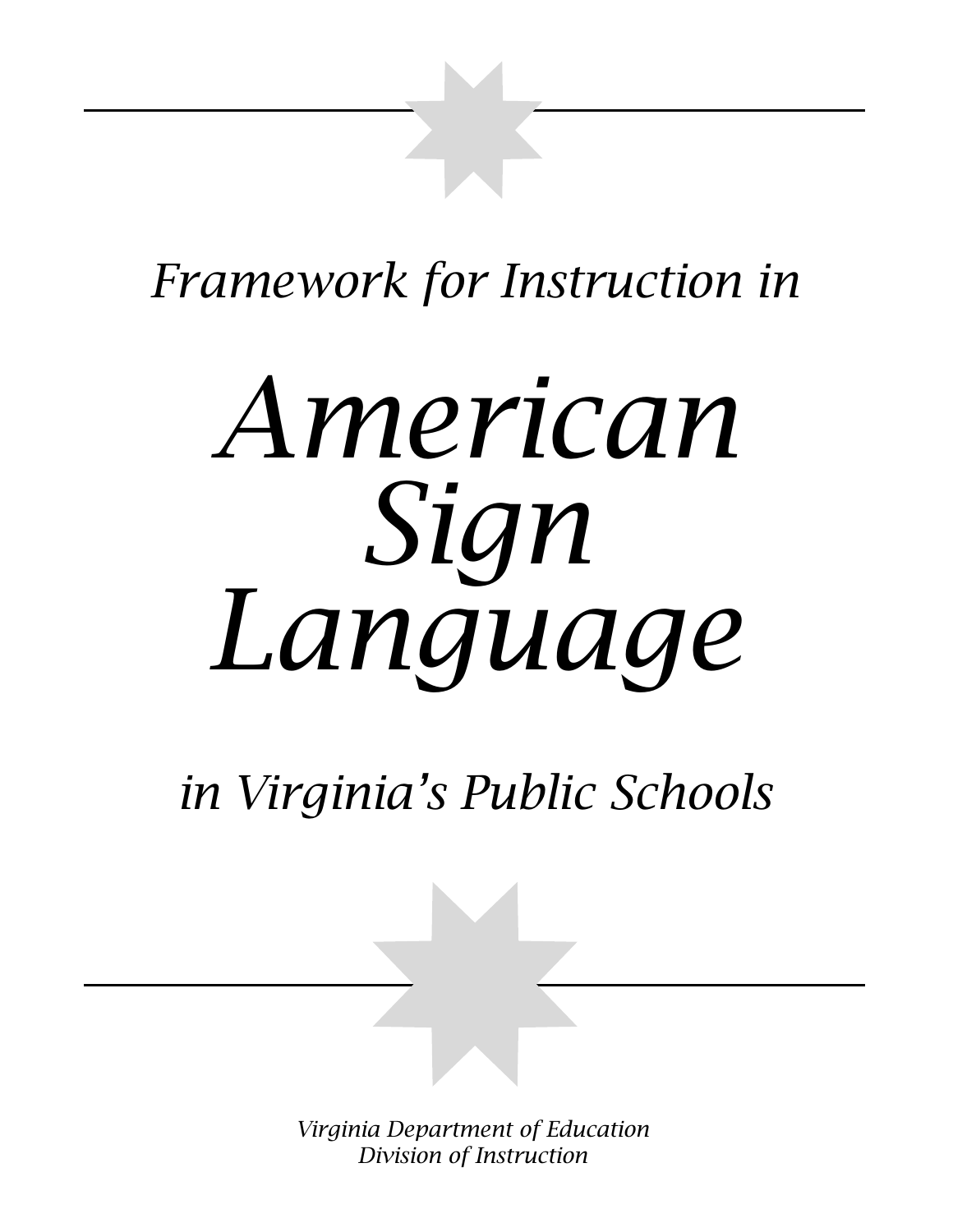*Framework for Instruction in*

# *American Sign Language*

*in Virginia's Public Schools*

*Virginia Department of Education*
*Division of Instruction*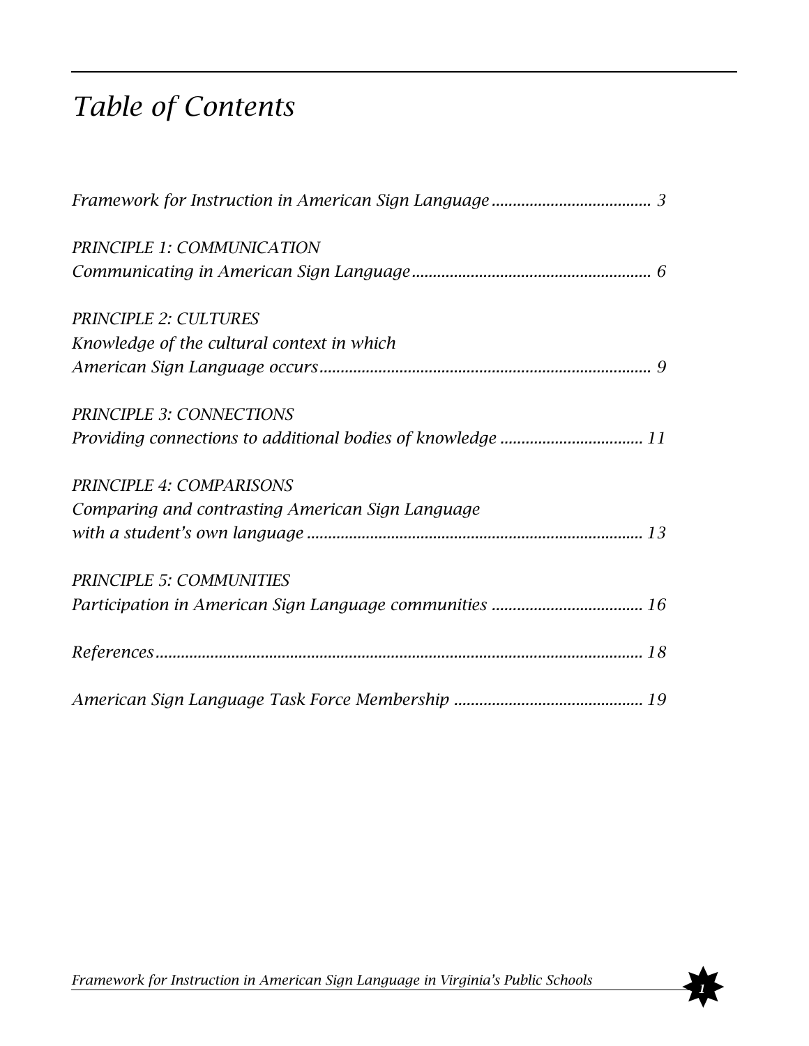# *Table of Contents*

*Framework for Instruction in American Sign Language* ...................................... 3

*PRINCIPLE 1: COMMUNICATION*
*Communicating in American Sign Language* ......................................................... 6

*PRINCIPLE 2: CULTURES*
*Knowledge of the cultural context in which*
*American Sign Language occurs* .............................................................................. 9

*PRINCIPLE 3: CONNECTIONS*
*Providing connections to additional bodies of knowledge* ................................. 11

*PRINCIPLE 4: COMPARISONS*
*Comparing and contrasting American Sign Language*
*with a student's own language* ............................................................................... 13

*PRINCIPLE 5: COMMUNITIES*
*Participation in American Sign Language communities* ................................... 16

*References* .................................................................................................................. 18

*American Sign Language Task Force Membership* ............................................ 19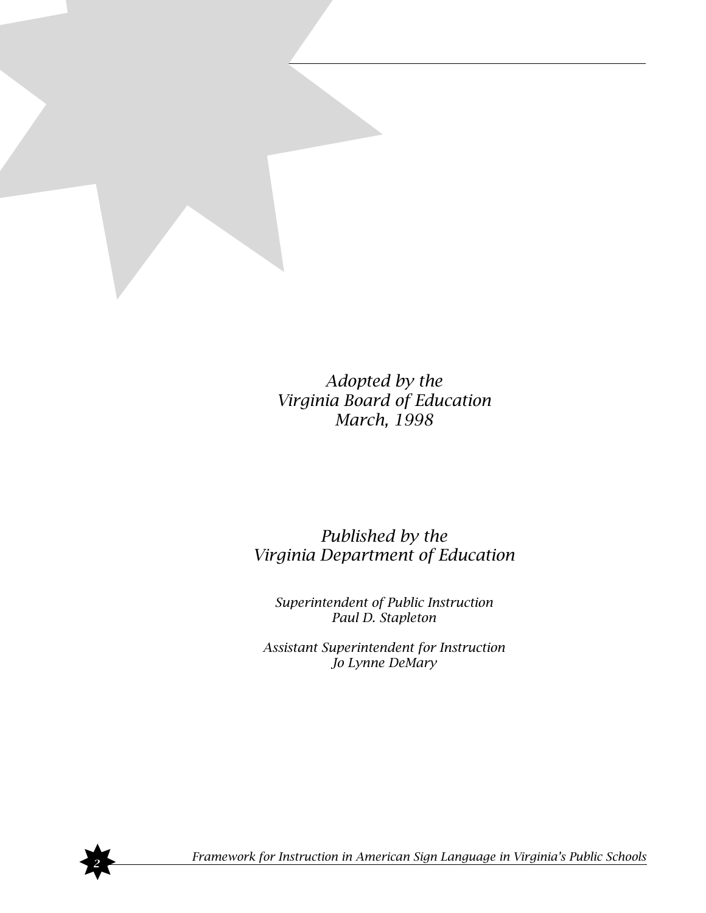*Adopted by the*
*Virginia Board of Education*
*March, 1998*

*Published by the*
*Virginia Department of Education*

*Superintendent of Public Instruction*
*Paul D. Stapleton*

*Assistant Superintendent for Instruction*
*Jo Lynne DeMary*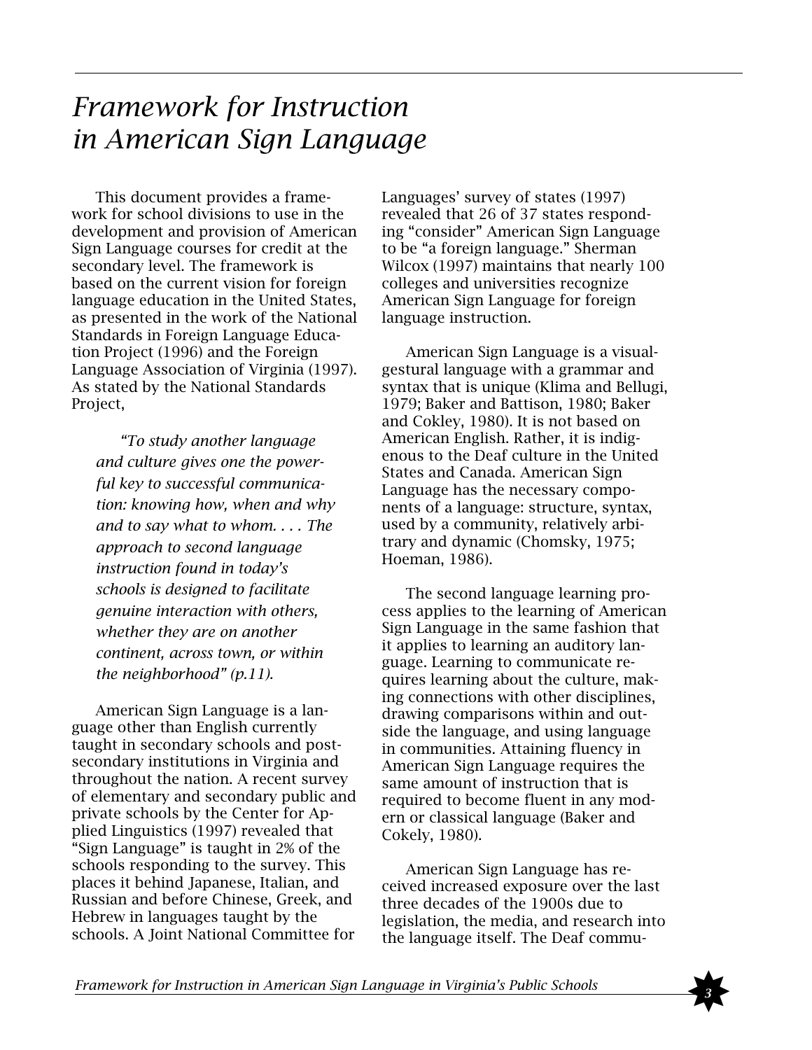# *Framework for Instruction in American Sign Language*

This document provides a framework for school divisions to use in the development and provision of American Sign Language courses for credit at the secondary level. The framework is based on the current vision for foreign language education in the United States, as presented in the work of the National Standards in Foreign Language Education Project (1996) and the Foreign Language Association of Virginia (1997). As stated by the National Standards Project,

> *"To study another language and culture gives one the powerful key to successful communication: knowing how, when and why and to say what to whom. . . . The approach to second language instruction found in today's schools is designed to facilitate genuine interaction with others, whether they are on another continent, across town, or within the neighborhood" (p.11).*

American Sign Language is a language other than English currently taught in secondary schools and post-secondary institutions in Virginia and throughout the nation. A recent survey of elementary and secondary public and private schools by the Center for Applied Linguistics (1997) revealed that "Sign Language" is taught in 2% of the schools responding to the survey. This places it behind Japanese, Italian, and Russian and before Chinese, Greek, and Hebrew in languages taught by the schools. A Joint National Committee for Languages' survey of states (1997) revealed that 26 of 37 states responding "consider" American Sign Language to be "a foreign language." Sherman Wilcox (1997) maintains that nearly 100 colleges and universities recognize American Sign Language for foreign language instruction.

American Sign Language is a visual-gestural language with a grammar and syntax that is unique (Klima and Bellugi, 1979; Baker and Battison, 1980; Baker and Cokley, 1980). It is not based on American English. Rather, it is indigenous to the Deaf culture in the United States and Canada. American Sign Language has the necessary components of a language: structure, syntax, used by a community, relatively arbitrary and dynamic (Chomsky, 1975; Hoeman, 1986).

The second language learning process applies to the learning of American Sign Language in the same fashion that it applies to learning an auditory language. Learning to communicate requires learning about the culture, making connections with other disciplines, drawing comparisons within and outside the language, and using language in communities. Attaining fluency in American Sign Language requires the same amount of instruction that is required to become fluent in any modern or classical language (Baker and Cokely, 1980).

American Sign Language has received increased exposure over the last three decades of the 1900s due to legislation, the media, and research into the language itself. The Deaf commu-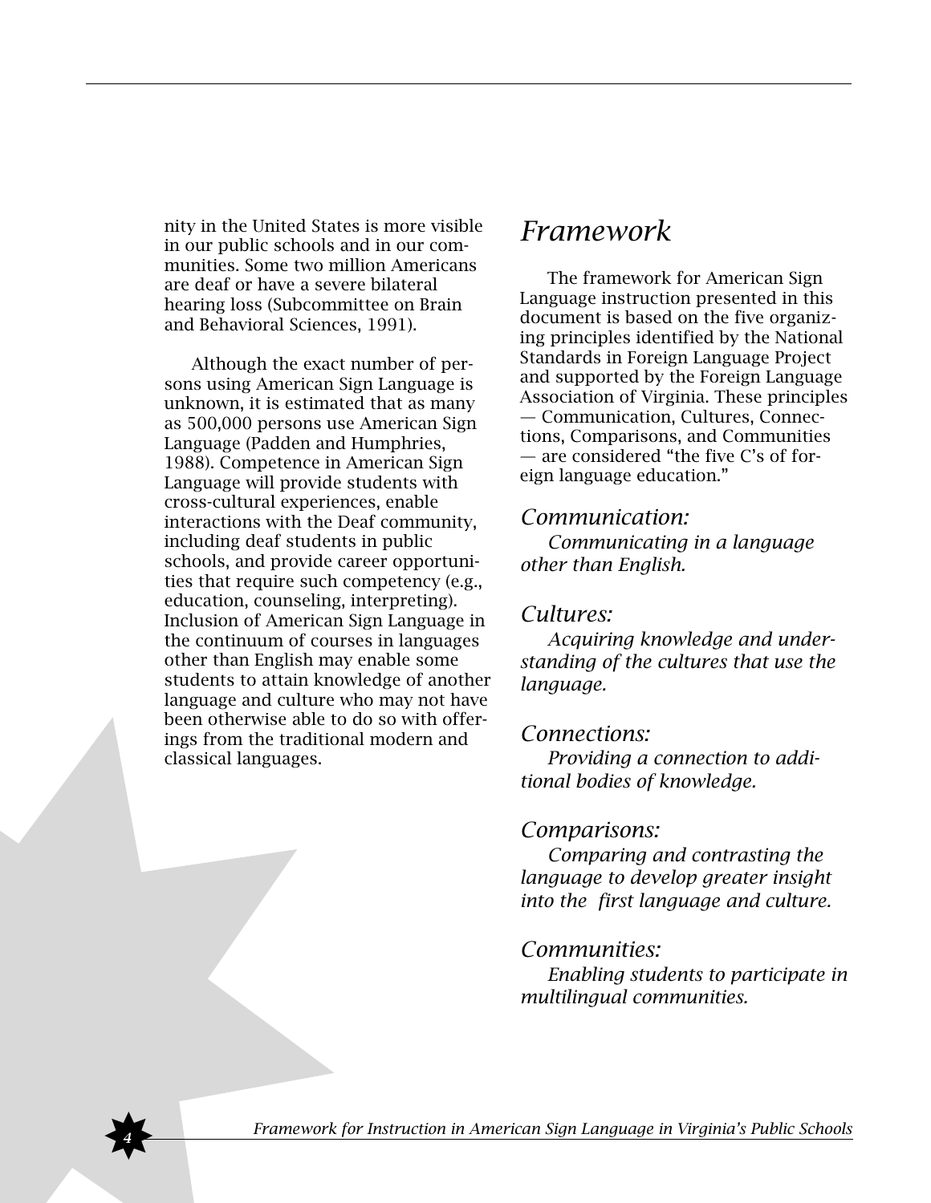nity in the United States is more visible in our public schools and in our communities. Some two million Americans are deaf or have a severe bilateral hearing loss (Subcommittee on Brain and Behavioral Sciences, 1991).

Although the exact number of persons using American Sign Language is unknown, it is estimated that as many as 500,000 persons use American Sign Language (Padden and Humphries, 1988). Competence in American Sign Language will provide students with cross-cultural experiences, enable interactions with the Deaf community, including deaf students in public schools, and provide career opportunities that require such competency (e.g., education, counseling, interpreting). Inclusion of American Sign Language in the continuum of courses in languages other than English may enable some students to attain knowledge of another language and culture who may not have been otherwise able to do so with offerings from the traditional modern and classical languages.

# *Framework*

The framework for American Sign Language instruction presented in this document is based on the five organizing principles identified by the National Standards in Foreign Language Project and supported by the Foreign Language Association of Virginia. These principles — Communication, Cultures, Connections, Comparisons, and Communities — are considered "the five C's of foreign language education."

### *Communication:*

*Communicating in a language other than English.*

### *Cultures:*

*Acquiring knowledge and understanding of the cultures that use the language.*

### *Connections:*

*Providing a connection to additional bodies of knowledge.*

### *Comparisons:*

*Comparing and contrasting the language to develop greater insight into the first language and culture.*

### *Communities:*

*Enabling students to participate in multilingual communities.*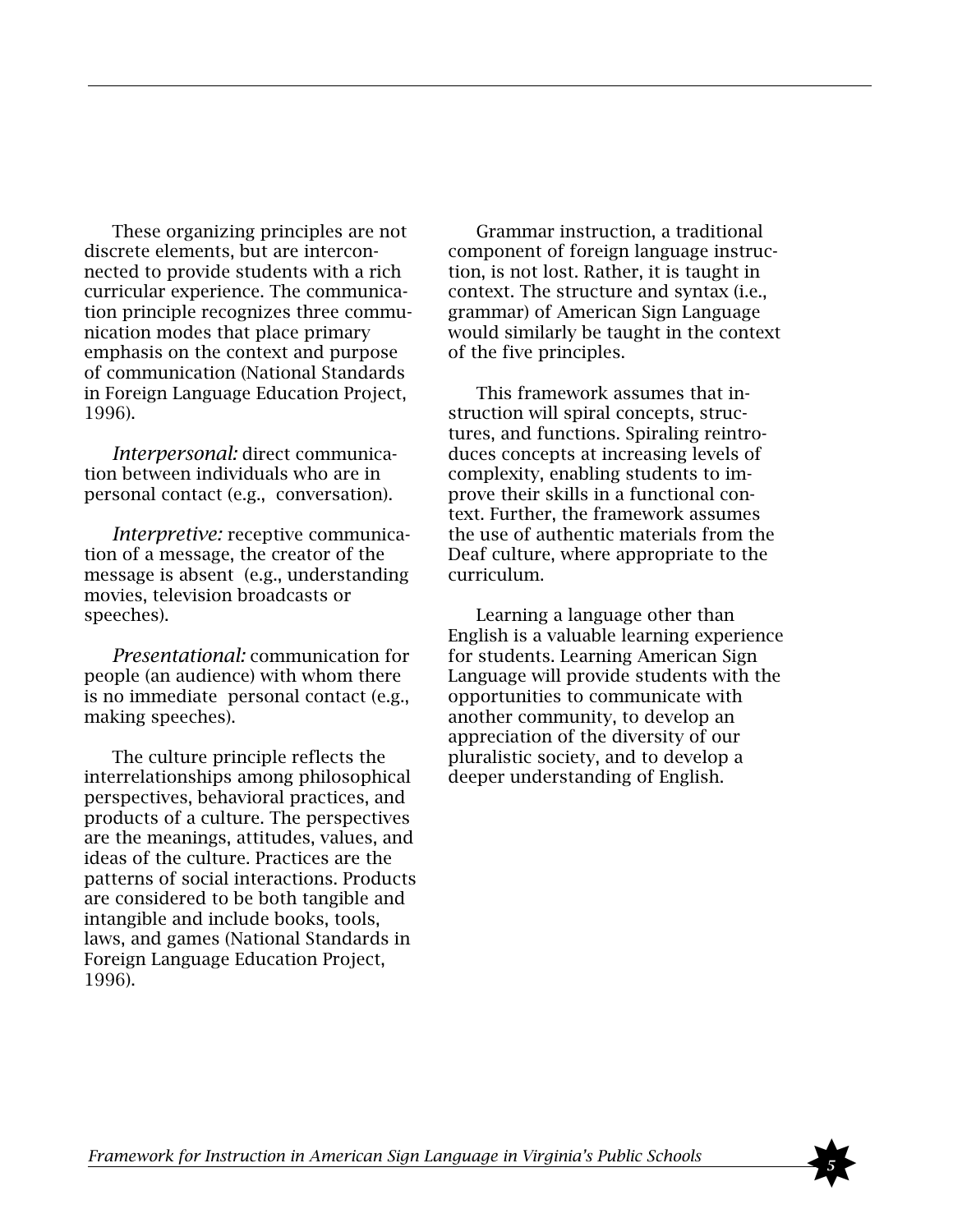These organizing principles are not discrete elements, but are interconnected to provide students with a rich curricular experience. The communication principle recognizes three communication modes that place primary emphasis on the context and purpose of communication (National Standards in Foreign Language Education Project, 1996).

*Interpersonal:* direct communication between individuals who are in personal contact (e.g., conversation).

*Interpretive:* receptive communication of a message, the creator of the message is absent (e.g., understanding movies, television broadcasts or speeches).

*Presentational:* communication for people (an audience) with whom there is no immediate personal contact (e.g., making speeches).

The culture principle reflects the interrelationships among philosophical perspectives, behavioral practices, and products of a culture. The perspectives are the meanings, attitudes, values, and ideas of the culture. Practices are the patterns of social interactions. Products are considered to be both tangible and intangible and include books, tools, laws, and games (National Standards in Foreign Language Education Project, 1996).

Grammar instruction, a traditional component of foreign language instruction, is not lost. Rather, it is taught in context. The structure and syntax (i.e., grammar) of American Sign Language would similarly be taught in the context of the five principles.

This framework assumes that instruction will spiral concepts, structures, and functions. Spiraling reintroduces concepts at increasing levels of complexity, enabling students to improve their skills in a functional context. Further, the framework assumes the use of authentic materials from the Deaf culture, where appropriate to the curriculum.

Learning a language other than English is a valuable learning experience for students. Learning American Sign Language will provide students with the opportunities to communicate with another community, to develop an appreciation of the diversity of our pluralistic society, and to develop a deeper understanding of English.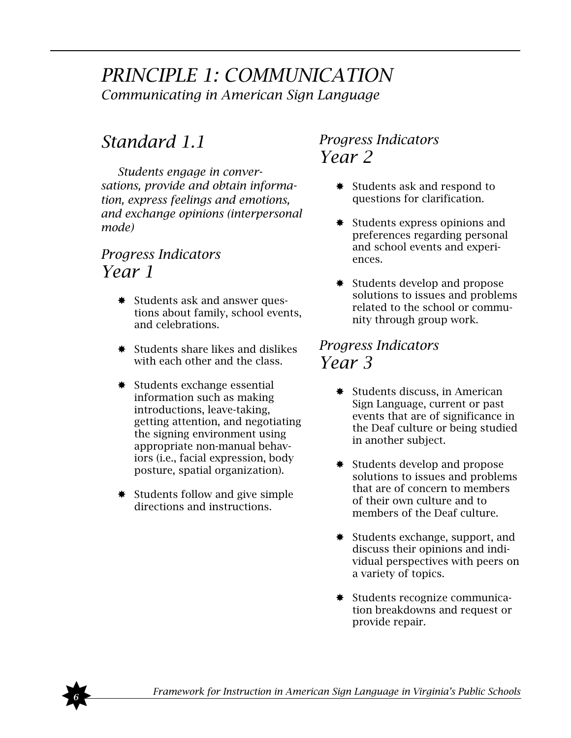# *PRINCIPLE 1: COMMUNICATION*

*Communicating in American Sign Language*

## *Standard 1.1*

*Students engage in conversations, provide and obtain information, express feelings and emotions, and exchange opinions (interpersonal mode)*

### *Progress Indicators Year 1*

- Students ask and answer questions about family, school events, and celebrations.
- Students share likes and dislikes with each other and the class.
- Students exchange essential information such as making introductions, leave-taking, getting attention, and negotiating the signing environment using appropriate non-manual behaviors (i.e., facial expression, body posture, spatial organization).
- Students follow and give simple directions and instructions.

### *Progress Indicators Year 2*

- Students ask and respond to questions for clarification.
- Students express opinions and preferences regarding personal and school events and experiences.
- Students develop and propose solutions to issues and problems related to the school or community through group work.

### *Progress Indicators Year 3*

- Students discuss, in American Sign Language, current or past events that are of significance in the Deaf culture or being studied in another subject.
- Students develop and propose solutions to issues and problems that are of concern to members of their own culture and to members of the Deaf culture.
- Students exchange, support, and discuss their opinions and individual perspectives with peers on a variety of topics.
- Students recognize communication breakdowns and request or provide repair.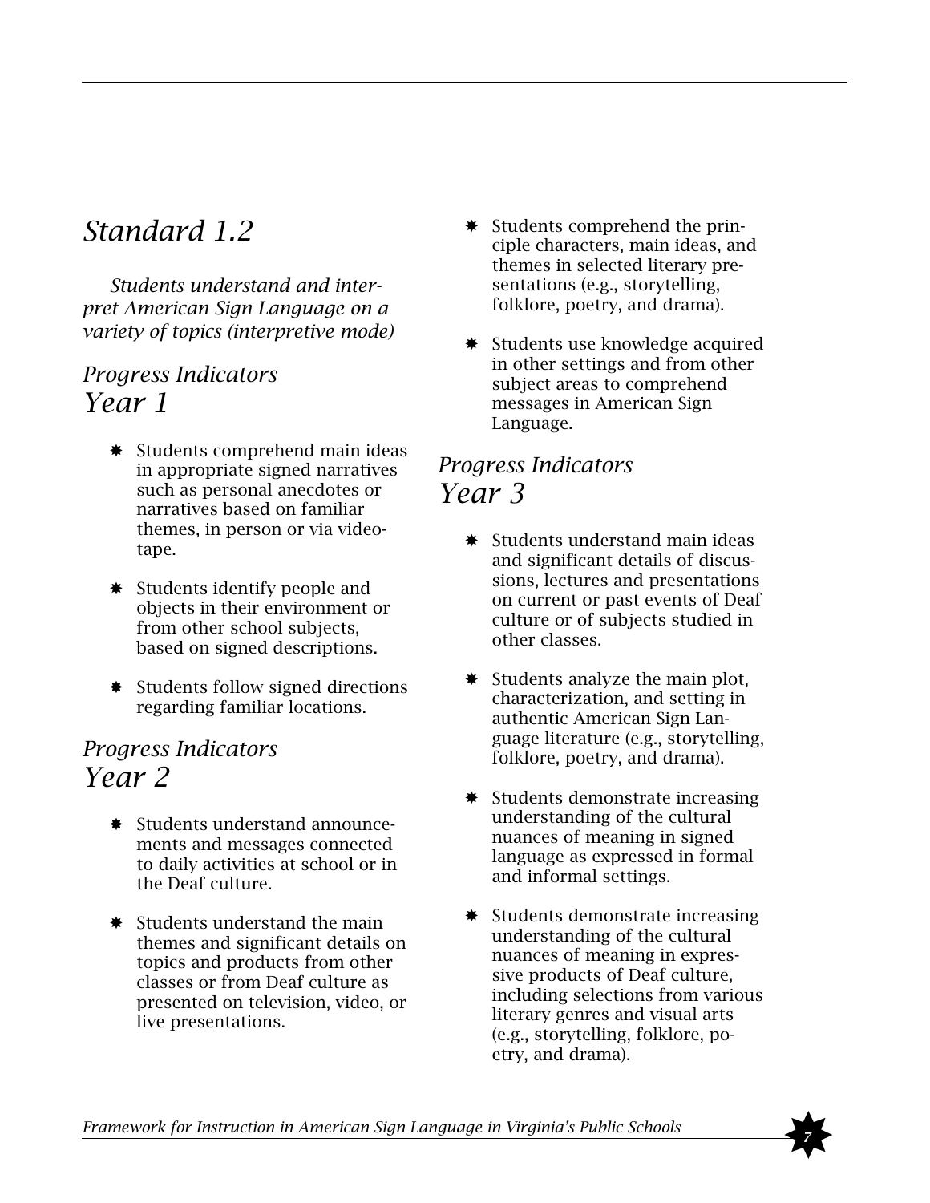## *Standard 1.2*

*Students understand and interpret American Sign Language on a variety of topics (interpretive mode)*

### *Progress Indicators Year 1*

- Students comprehend main ideas in appropriate signed narratives such as personal anecdotes or narratives based on familiar themes, in person or via videotape.
- Students identify people and objects in their environment or from other school subjects, based on signed descriptions.
- Students follow signed directions regarding familiar locations.

### *Progress Indicators Year 2*

- Students understand announcements and messages connected to daily activities at school or in the Deaf culture.
- Students understand the main themes and significant details on topics and products from other classes or from Deaf culture as presented on television, video, or live presentations.
- Students comprehend the principle characters, main ideas, and themes in selected literary presentations (e.g., storytelling, folklore, poetry, and drama).
- Students use knowledge acquired in other settings and from other subject areas to comprehend messages in American Sign Language.

### *Progress Indicators Year 3*

- Students understand main ideas and significant details of discussions, lectures and presentations on current or past events of Deaf culture or of subjects studied in other classes.
- Students analyze the main plot, characterization, and setting in authentic American Sign Language literature (e.g., storytelling, folklore, poetry, and drama).
- Students demonstrate increasing understanding of the cultural nuances of meaning in signed language as expressed in formal and informal settings.
- Students demonstrate increasing understanding of the cultural nuances of meaning in expressive products of Deaf culture, including selections from various literary genres and visual arts (e.g., storytelling, folklore, poetry, and drama).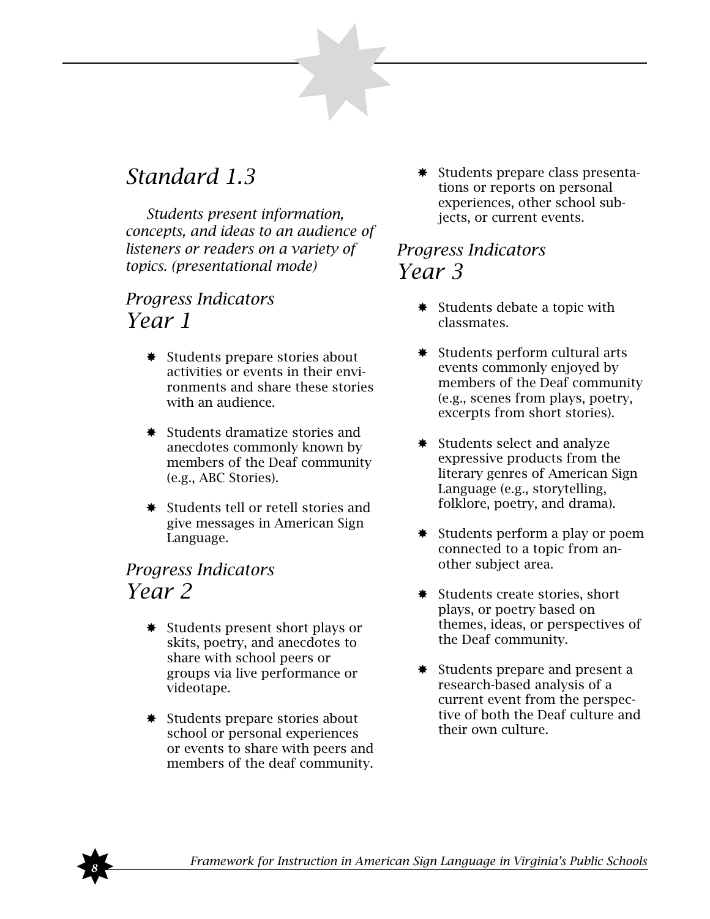# *Standard 1.3*

*Students present information, concepts, and ideas to an audience of listeners or readers on a variety of topics. (presentational mode)*

## *Progress Indicators Year 1*

- Students prepare stories about activities or events in their environments and share these stories with an audience.
- Students dramatize stories and anecdotes commonly known by members of the Deaf community (e.g., ABC Stories).
- Students tell or retell stories and give messages in American Sign Language.

## *Progress Indicators Year 2*

- Students present short plays or skits, poetry, and anecdotes to share with school peers or groups via live performance or videotape.
- Students prepare stories about school or personal experiences or events to share with peers and members of the deaf community.
- Students prepare class presentations or reports on personal experiences, other school subjects, or current events.

## *Progress Indicators Year 3*

- Students debate a topic with classmates.
- Students perform cultural arts events commonly enjoyed by members of the Deaf community (e.g., scenes from plays, poetry, excerpts from short stories).
- Students select and analyze expressive products from the literary genres of American Sign Language (e.g., storytelling, folklore, poetry, and drama).
- Students perform a play or poem connected to a topic from another subject area.
- Students create stories, short plays, or poetry based on themes, ideas, or perspectives of the Deaf community.
- Students prepare and present a research-based analysis of a current event from the perspective of both the Deaf culture and their own culture.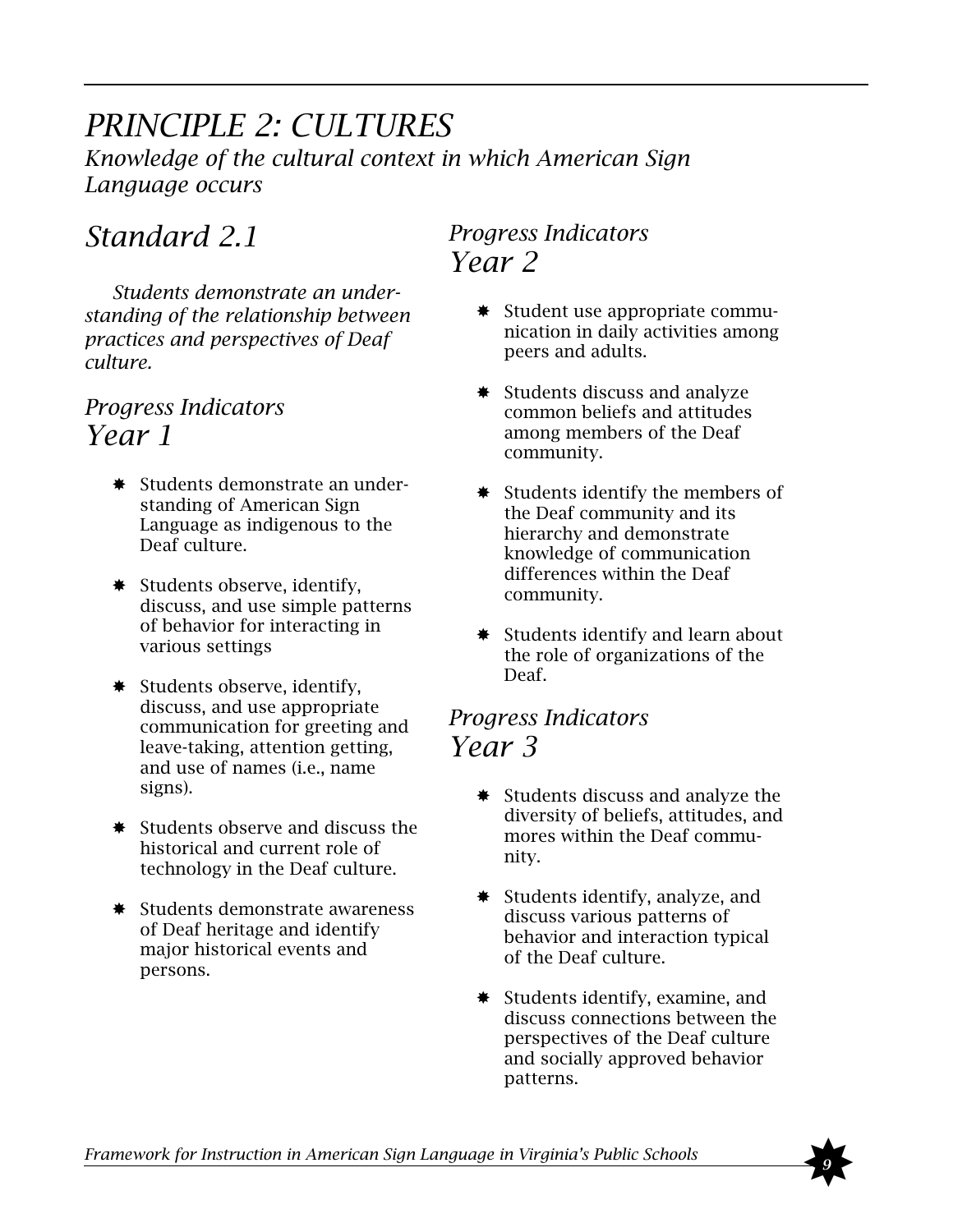# *PRINCIPLE 2: CULTURES*

*Knowledge of the cultural context in which American Sign Language occurs*

## *Standard 2.1*

*Students demonstrate an understanding of the relationship between practices and perspectives of Deaf culture.*

### *Progress Indicators Year 1*

- Students demonstrate an understanding of American Sign Language as indigenous to the Deaf culture.
- Students observe, identify, discuss, and use simple patterns of behavior for interacting in various settings
- Students observe, identify, discuss, and use appropriate communication for greeting and leave-taking, attention getting, and use of names (i.e., name signs).
- Students observe and discuss the historical and current role of technology in the Deaf culture.
- Students demonstrate awareness of Deaf heritage and identify major historical events and persons.

### *Progress Indicators Year 2*

- Student use appropriate communication in daily activities among peers and adults.
- Students discuss and analyze common beliefs and attitudes among members of the Deaf community.
- Students identify the members of the Deaf community and its hierarchy and demonstrate knowledge of communication differences within the Deaf community.
- Students identify and learn about the role of organizations of the Deaf.

### *Progress Indicators Year 3*

- Students discuss and analyze the diversity of beliefs, attitudes, and mores within the Deaf community.
- Students identify, analyze, and discuss various patterns of behavior and interaction typical of the Deaf culture.
- Students identify, examine, and discuss connections between the perspectives of the Deaf culture and socially approved behavior patterns.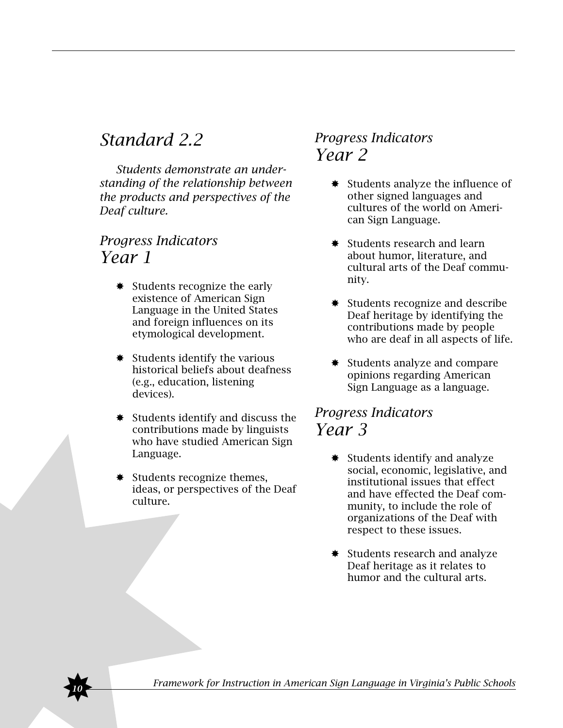## *Standard 2.2*

*Students demonstrate an understanding of the relationship between the products and perspectives of the Deaf culture.*

### *Progress Indicators Year 1*

- Students recognize the early existence of American Sign Language in the United States and foreign influences on its etymological development.
- Students identify the various historical beliefs about deafness (e.g., education, listening devices).
- Students identify and discuss the contributions made by linguists who have studied American Sign Language.
- Students recognize themes, ideas, or perspectives of the Deaf culture.

### *Progress Indicators Year 2*

- Students analyze the influence of other signed languages and cultures of the world on American Sign Language.
- Students research and learn about humor, literature, and cultural arts of the Deaf community.
- Students recognize and describe Deaf heritage by identifying the contributions made by people who are deaf in all aspects of life.
- Students analyze and compare opinions regarding American Sign Language as a language.

### *Progress Indicators Year 3*

- Students identify and analyze social, economic, legislative, and institutional issues that effect and have effected the Deaf community, to include the role of organizations of the Deaf with respect to these issues.
- Students research and analyze Deaf heritage as it relates to humor and the cultural arts.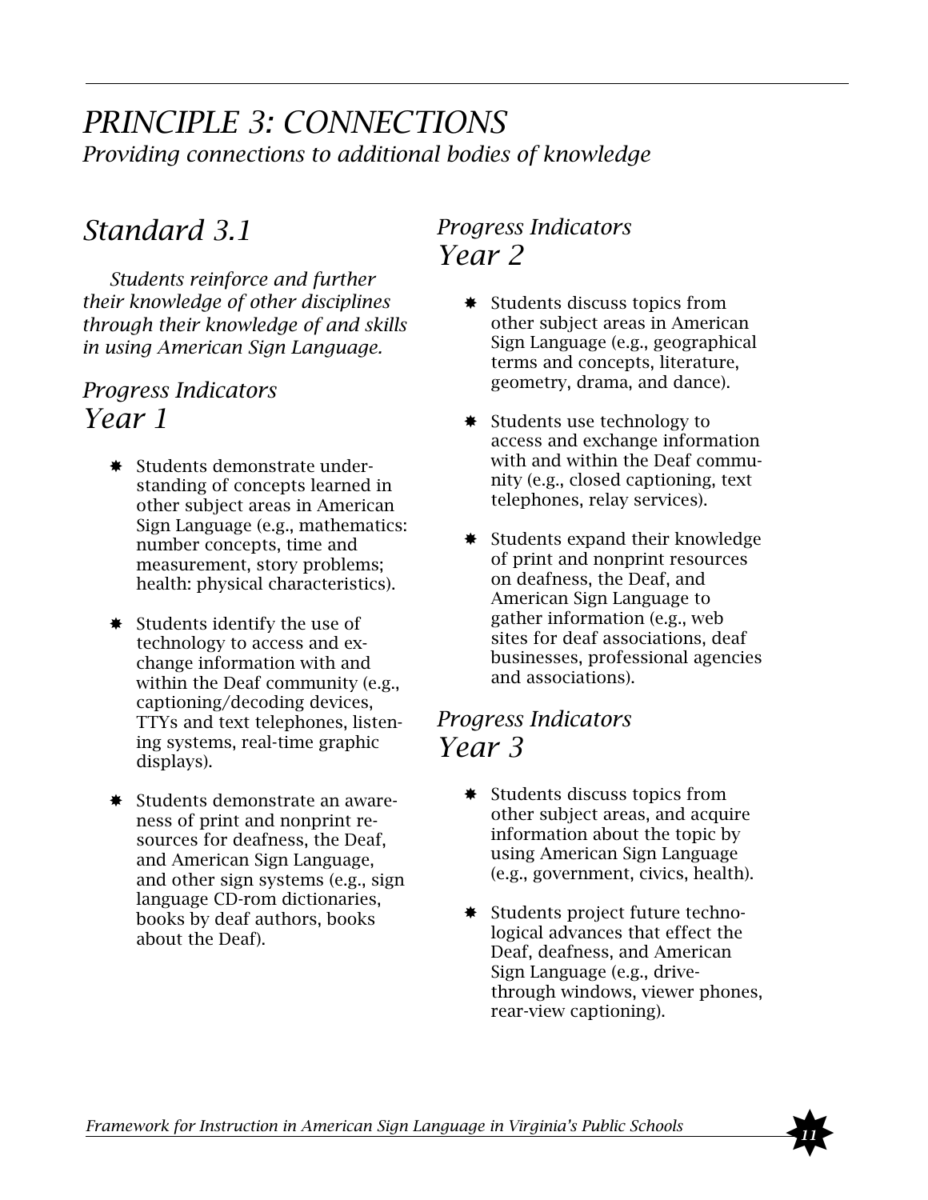# *PRINCIPLE 3: CONNECTIONS*

*Providing connections to additional bodies of knowledge*

## *Standard 3.1*

*Students reinforce and further their knowledge of other disciplines through their knowledge of and skills in using American Sign Language.*

### *Progress Indicators Year 1*

- Students demonstrate understanding of concepts learned in other subject areas in American Sign Language (e.g., mathematics: number concepts, time and measurement, story problems; health: physical characteristics).
- Students identify the use of technology to access and exchange information with and within the Deaf community (e.g., captioning/decoding devices, TTYs and text telephones, listening systems, real-time graphic displays).
- Students demonstrate an awareness of print and nonprint resources for deafness, the Deaf, and American Sign Language, and other sign systems (e.g., sign language CD-rom dictionaries, books by deaf authors, books about the Deaf).

### *Progress Indicators Year 2*

- Students discuss topics from other subject areas in American Sign Language (e.g., geographical terms and concepts, literature, geometry, drama, and dance).
- Students use technology to access and exchange information with and within the Deaf community (e.g., closed captioning, text telephones, relay services).
- Students expand their knowledge of print and nonprint resources on deafness, the Deaf, and American Sign Language to gather information (e.g., web sites for deaf associations, deaf businesses, professional agencies and associations).

### *Progress Indicators Year 3*

- Students discuss topics from other subject areas, and acquire information about the topic by using American Sign Language (e.g., government, civics, health).
- Students project future technological advances that effect the Deaf, deafness, and American Sign Language (e.g., drive-through windows, viewer phones, rear-view captioning).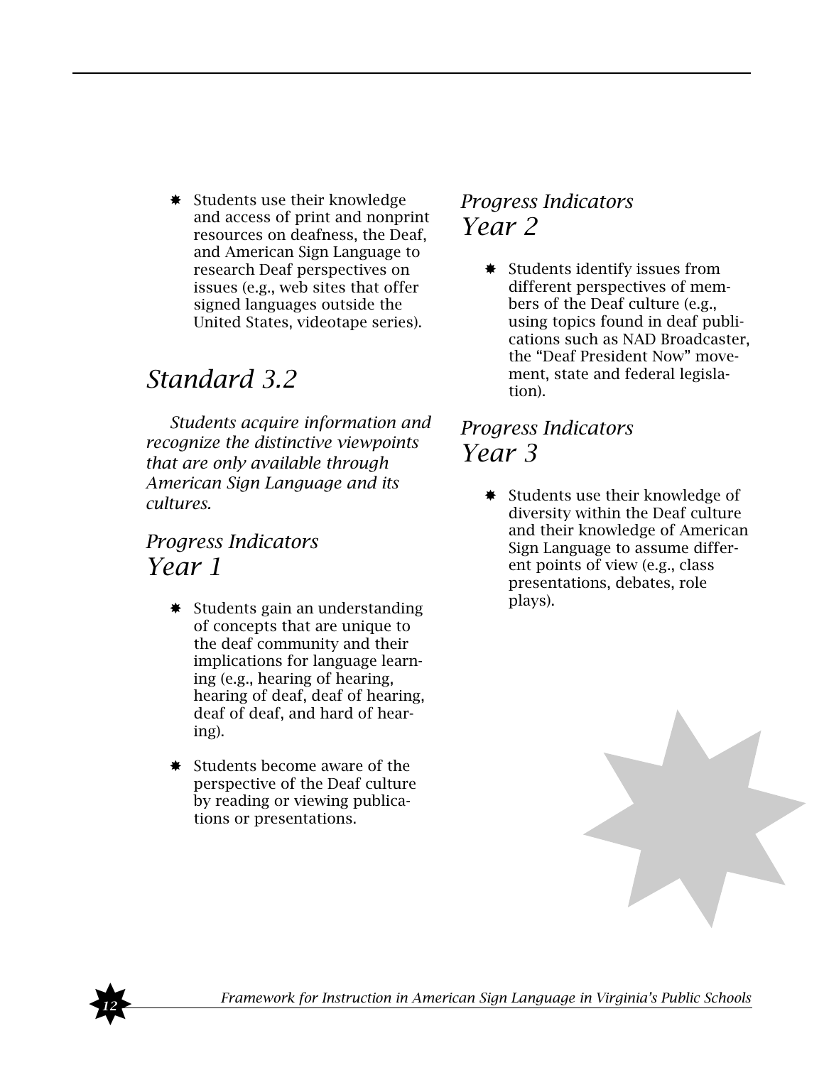- Students use their knowledge and access of print and nonprint resources on deafness, the Deaf, and American Sign Language to research Deaf perspectives on issues (e.g., web sites that offer signed languages outside the United States, videotape series).

## *Standard 3.2*

*Students acquire information and recognize the distinctive viewpoints that are only available through American Sign Language and its cultures.*

### *Progress Indicators Year 1*

- Students gain an understanding of concepts that are unique to the deaf community and their implications for language learning (e.g., hearing of hearing, hearing of deaf, deaf of hearing, deaf of deaf, and hard of hearing).

- Students become aware of the perspective of the Deaf culture by reading or viewing publications or presentations.

### *Progress Indicators Year 2*

- Students identify issues from different perspectives of members of the Deaf culture (e.g., using topics found in deaf publications such as NAD Broadcaster, the "Deaf President Now" movement, state and federal legislation).

### *Progress Indicators Year 3*

- Students use their knowledge of diversity within the Deaf culture and their knowledge of American Sign Language to assume different points of view (e.g., class presentations, debates, role plays).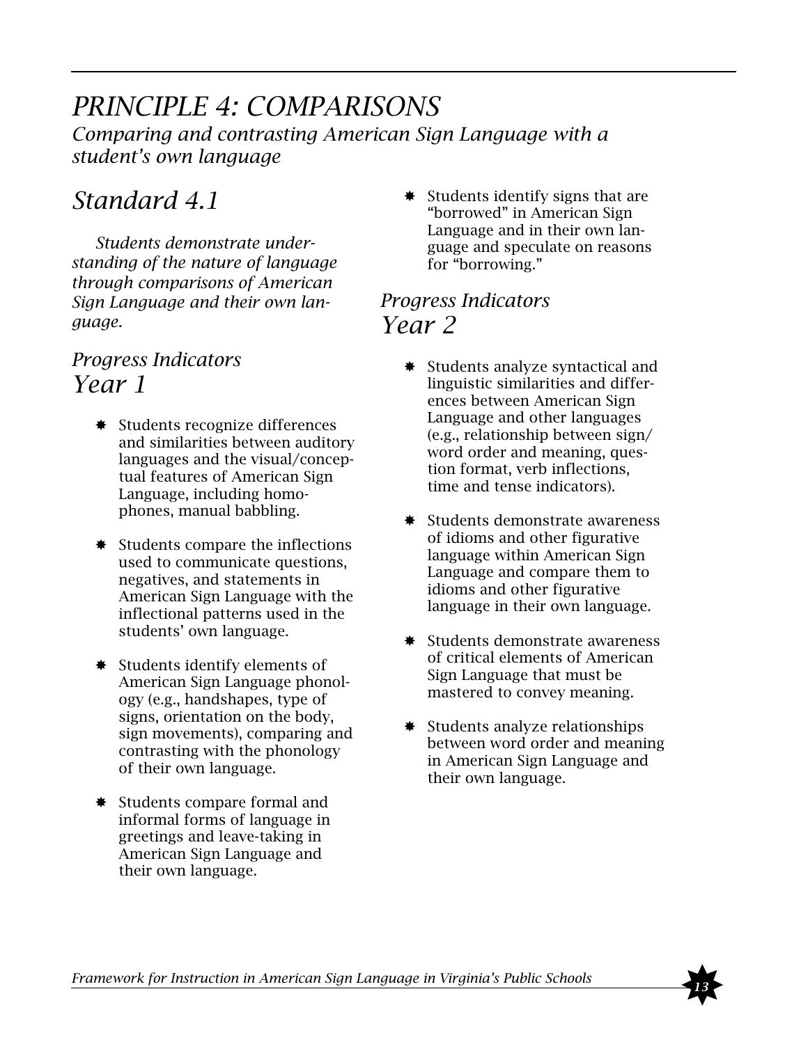# *PRINCIPLE 4: COMPARISONS*

*Comparing and contrasting American Sign Language with a student's own language*

## *Standard 4.1*

*Students demonstrate understanding of the nature of language through comparisons of American Sign Language and their own language.*

### *Progress Indicators*
### *Year 1*

- Students recognize differences and similarities between auditory languages and the visual/conceptual features of American Sign Language, including homophones, manual babbling.
- Students compare the inflections used to communicate questions, negatives, and statements in American Sign Language with the inflectional patterns used in the students' own language.
- Students identify elements of American Sign Language phonology (e.g., handshapes, type of signs, orientation on the body, sign movements), comparing and contrasting with the phonology of their own language.
- Students compare formal and informal forms of language in greetings and leave-taking in American Sign Language and their own language.
- Students identify signs that are "borrowed" in American Sign Language and in their own language and speculate on reasons for "borrowing."

### *Progress Indicators*
### *Year 2*

- Students analyze syntactical and linguistic similarities and differences between American Sign Language and other languages (e.g., relationship between sign/word order and meaning, question format, verb inflections, time and tense indicators).
- Students demonstrate awareness of idioms and other figurative language within American Sign Language and compare them to idioms and other figurative language in their own language.
- Students demonstrate awareness of critical elements of American Sign Language that must be mastered to convey meaning.
- Students analyze relationships between word order and meaning in American Sign Language and their own language.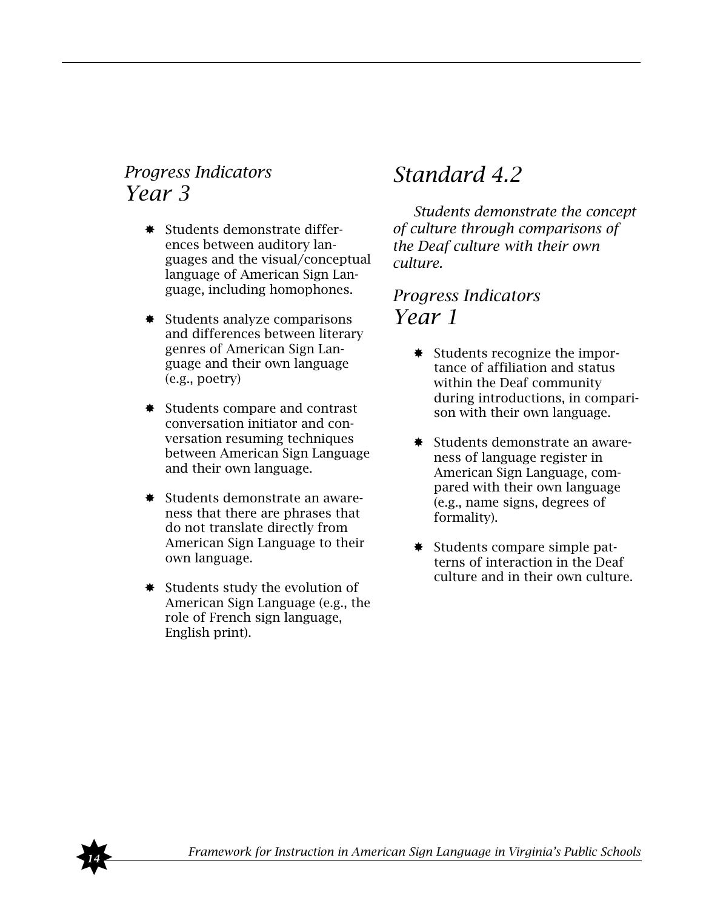*Progress Indicators*
## *Year 3*

- Students demonstrate differences between auditory languages and the visual/conceptual language of American Sign Language, including homophones.
- Students analyze comparisons and differences between literary genres of American Sign Language and their own language (e.g., poetry)
- Students compare and contrast conversation initiator and conversation resuming techniques between American Sign Language and their own language.
- Students demonstrate an awareness that there are phrases that do not translate directly from American Sign Language to their own language.
- Students study the evolution of American Sign Language (e.g., the role of French sign language, English print).

# *Standard 4.2*

*Students demonstrate the concept of culture through comparisons of the Deaf culture with their own culture.*

*Progress Indicators*
## *Year 1*

- Students recognize the importance of affiliation and status within the Deaf community during introductions, in comparison with their own language.
- Students demonstrate an awareness of language register in American Sign Language, compared with their own language (e.g., name signs, degrees of formality).
- Students compare simple patterns of interaction in the Deaf culture and in their own culture.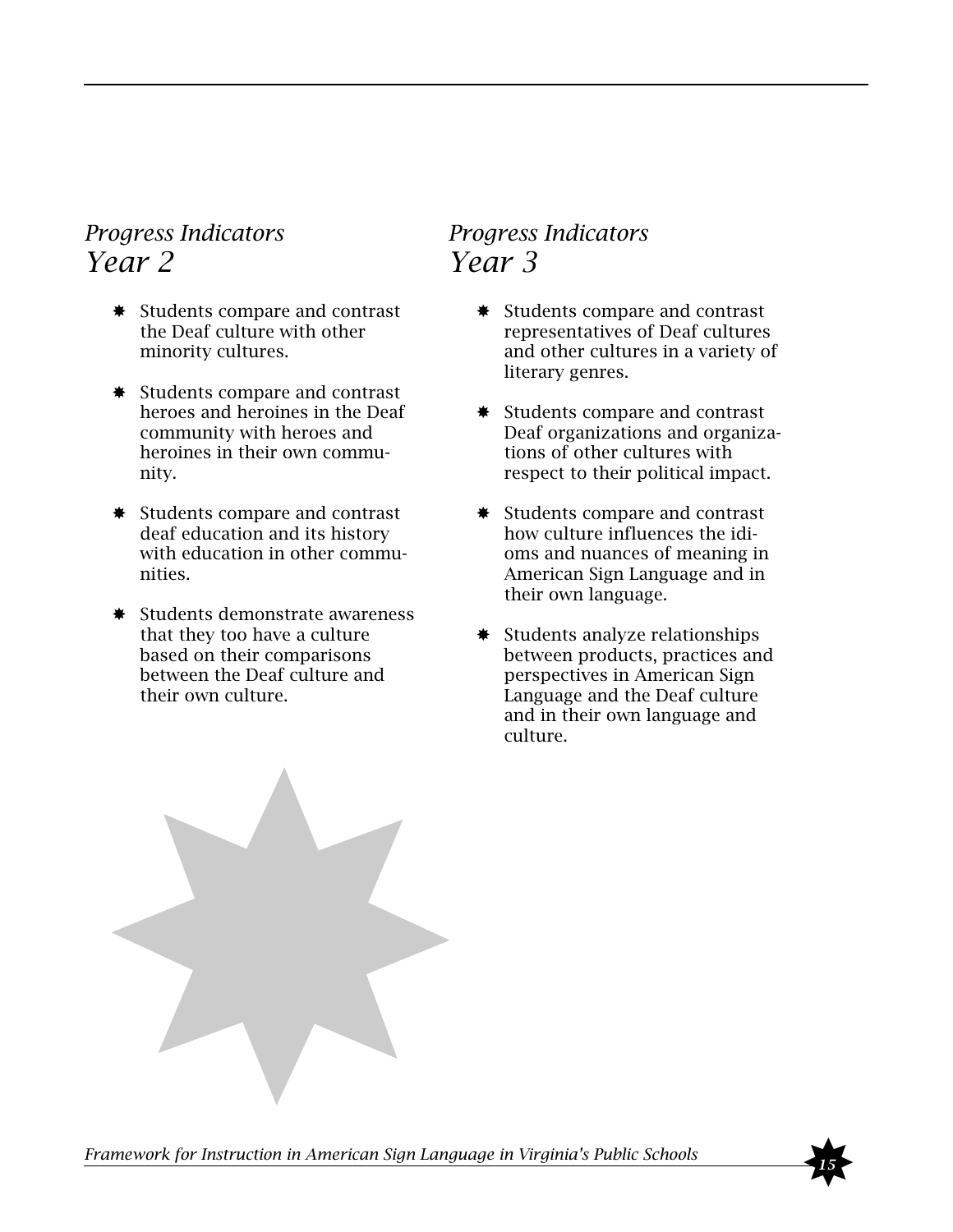## *Progress Indicators*
## *Year 2*

- Students compare and contrast the Deaf culture with other minority cultures.
- Students compare and contrast heroes and heroines in the Deaf community with heroes and heroines in their own community.
- Students compare and contrast deaf education and its history with education in other communities.
- Students demonstrate awareness that they too have a culture based on their comparisons between the Deaf culture and their own culture.

## *Progress Indicators*
## *Year 3*

- Students compare and contrast representatives of Deaf cultures and other cultures in a variety of literary genres.
- Students compare and contrast Deaf organizations and organizations of other cultures with respect to their political impact.
- Students compare and contrast how culture influences the idioms and nuances of meaning in American Sign Language and in their own language.
- Students analyze relationships between products, practices and perspectives in American Sign Language and the Deaf culture and in their own language and culture.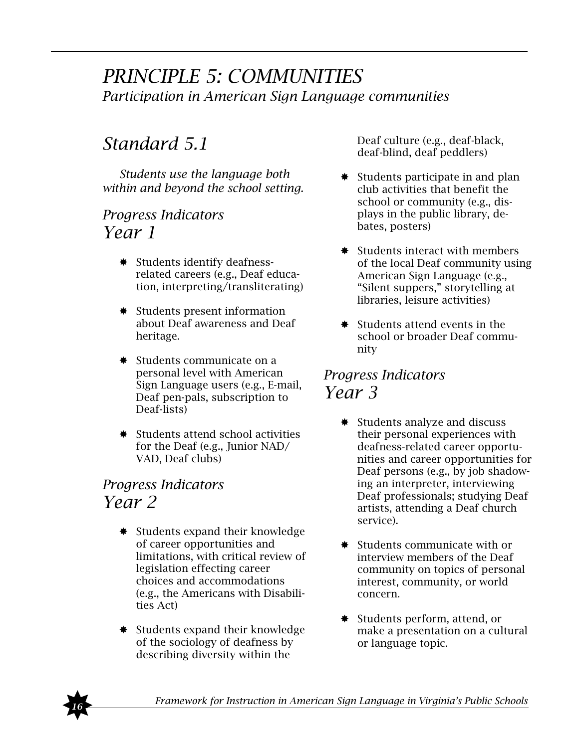# *PRINCIPLE 5: COMMUNITIES*

*Participation in American Sign Language communities*

## *Standard 5.1*

*Students use the language both within and beyond the school setting.*

### *Progress Indicators Year 1*

- Students identify deafness-related careers (e.g., Deaf education, interpreting/transliterating)
- Students present information about Deaf awareness and Deaf heritage.
- Students communicate on a personal level with American Sign Language users (e.g., E-mail, Deaf pen-pals, subscription to Deaf-lists)
- Students attend school activities for the Deaf (e.g., Junior NAD/VAD, Deaf clubs)

### *Progress Indicators Year 2*

- Students expand their knowledge of career opportunities and limitations, with critical review of legislation effecting career choices and accommodations (e.g., the Americans with Disabilities Act)
- Students expand their knowledge of the sociology of deafness by describing diversity within the Deaf culture (e.g., deaf-black, deaf-blind, deaf peddlers)
- Students participate in and plan club activities that benefit the school or community (e.g., displays in the public library, debates, posters)
- Students interact with members of the local Deaf community using American Sign Language (e.g., "Silent suppers," storytelling at libraries, leisure activities)
- Students attend events in the school or broader Deaf community

### *Progress Indicators Year 3*

- Students analyze and discuss their personal experiences with deafness-related career opportunities and career opportunities for Deaf persons (e.g., by job shadowing an interpreter, interviewing Deaf professionals; studying Deaf artists, attending a Deaf church service).
- Students communicate with or interview members of the Deaf community on topics of personal interest, community, or world concern.
- Students perform, attend, or make a presentation on a cultural or language topic.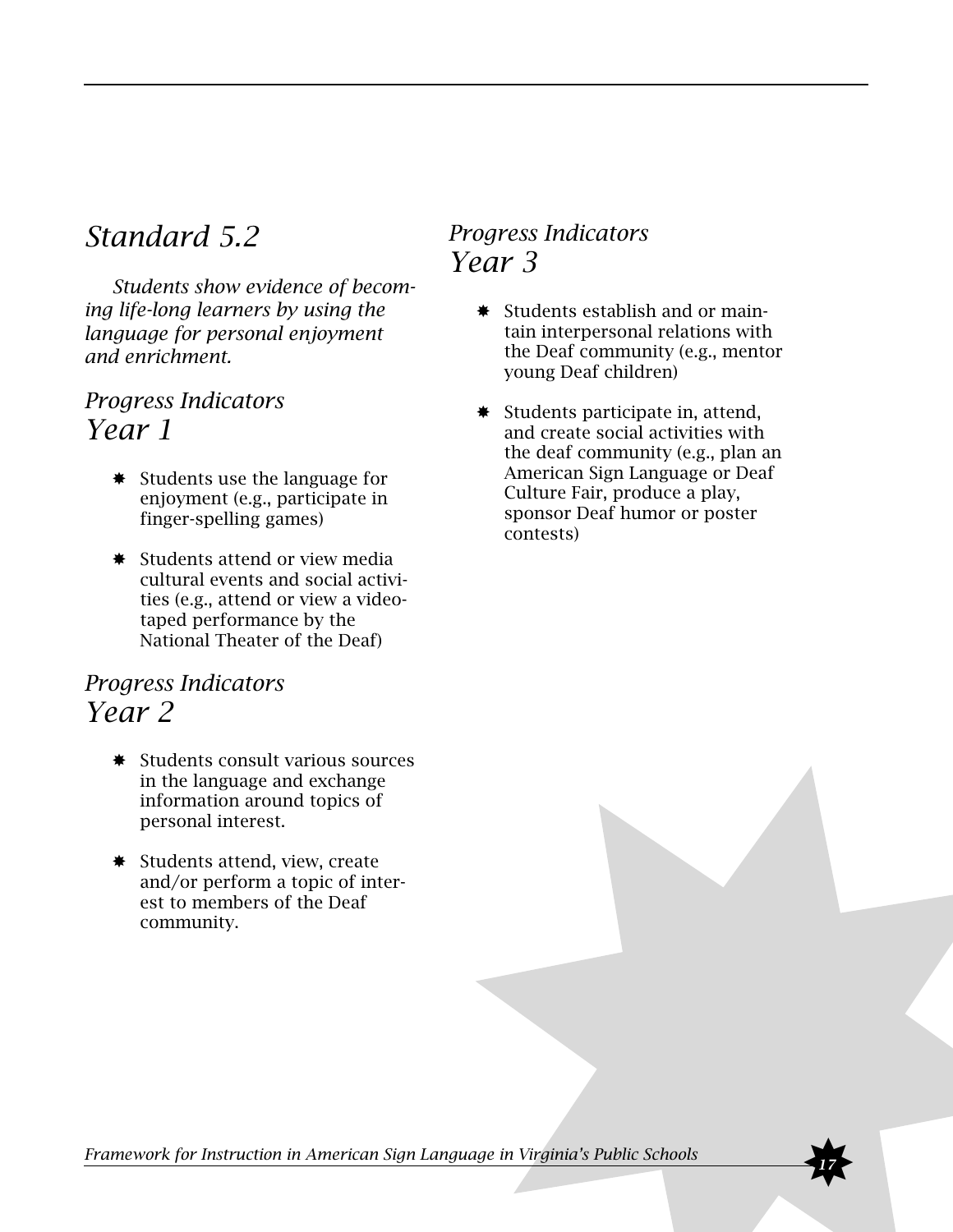## *Standard 5.2*

*Students show evidence of becoming life-long learners by using the language for personal enjoyment and enrichment.*

### *Progress Indicators Year 1*

- Students use the language for enjoyment (e.g., participate in finger-spelling games)
- Students attend or view media cultural events and social activities (e.g., attend or view a videotaped performance by the National Theater of the Deaf)

### *Progress Indicators Year 2*

- Students consult various sources in the language and exchange information around topics of personal interest.
- Students attend, view, create and/or perform a topic of interest to members of the Deaf community.

### *Progress Indicators Year 3*

- Students establish and or maintain interpersonal relations with the Deaf community (e.g., mentor young Deaf children)
- Students participate in, attend, and create social activities with the deaf community (e.g., plan an American Sign Language or Deaf Culture Fair, produce a play, sponsor Deaf humor or poster contests)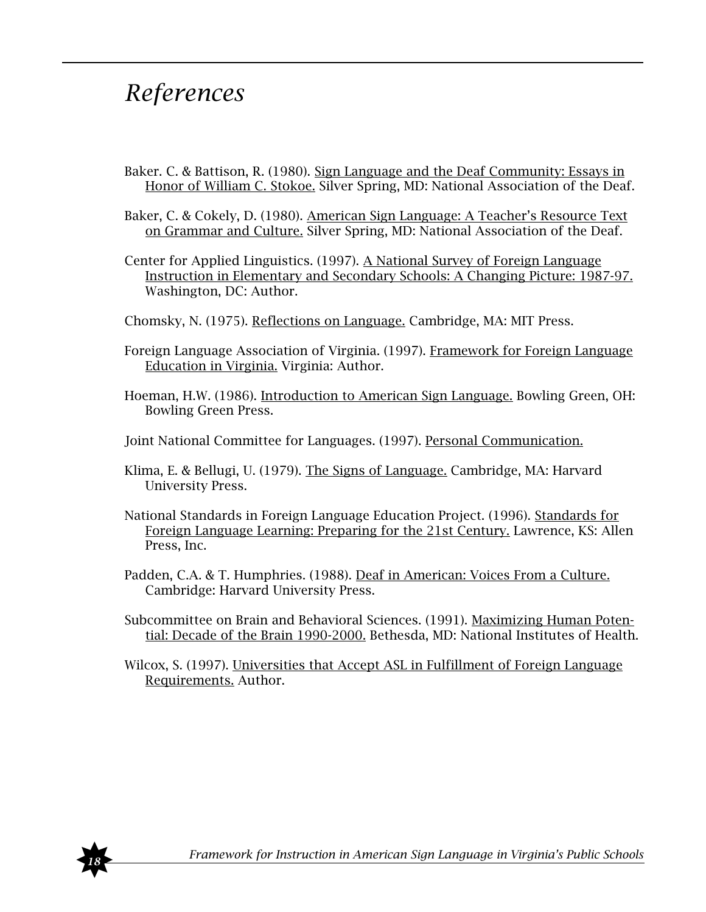# *References*

Baker. C. & Battison, R. (1980). Sign Language and the Deaf Community: Essays in Honor of William C. Stokoe. Silver Spring, MD: National Association of the Deaf.

Baker, C. & Cokely, D. (1980). American Sign Language: A Teacher's Resource Text on Grammar and Culture. Silver Spring, MD: National Association of the Deaf.

Center for Applied Linguistics. (1997). A National Survey of Foreign Language Instruction in Elementary and Secondary Schools: A Changing Picture: 1987-97. Washington, DC: Author.

Chomsky, N. (1975). Reflections on Language. Cambridge, MA: MIT Press.

Foreign Language Association of Virginia. (1997). Framework for Foreign Language Education in Virginia. Virginia: Author.

Hoeman, H.W. (1986). Introduction to American Sign Language. Bowling Green, OH: Bowling Green Press.

Joint National Committee for Languages. (1997). Personal Communication.

Klima, E. & Bellugi, U. (1979). The Signs of Language. Cambridge, MA: Harvard University Press.

National Standards in Foreign Language Education Project. (1996). Standards for Foreign Language Learning: Preparing for the 21st Century. Lawrence, KS: Allen Press, Inc.

Padden, C.A. & T. Humphries. (1988). Deaf in American: Voices From a Culture. Cambridge: Harvard University Press.

Subcommittee on Brain and Behavioral Sciences. (1991). Maximizing Human Potential: Decade of the Brain 1990-2000. Bethesda, MD: National Institutes of Health.

Wilcox, S. (1997). Universities that Accept ASL in Fulfillment of Foreign Language Requirements. Author.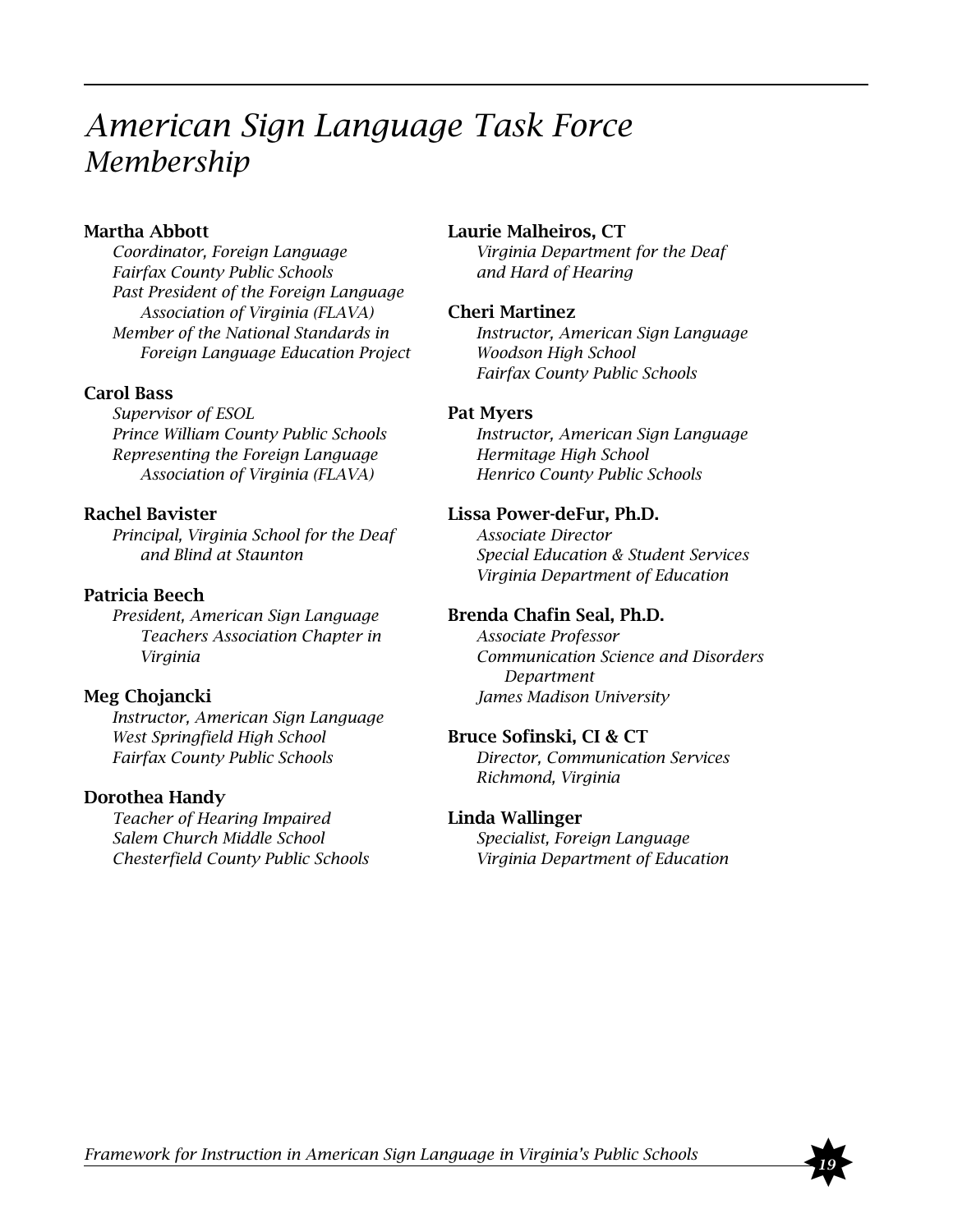# *American Sign Language Task Force Membership*

**Martha Abbott**
*Coordinator, Foreign Language*
*Fairfax County Public Schools*
*Past President of the Foreign Language Association of Virginia (FLAVA)*
*Member of the National Standards in Foreign Language Education Project*

**Carol Bass**
*Supervisor of ESOL*
*Prince William County Public Schools*
*Representing the Foreign Language Association of Virginia (FLAVA)*

**Rachel Bavister**
*Principal, Virginia School for the Deaf and Blind at Staunton*

**Patricia Beech**
*President, American Sign Language Teachers Association Chapter in Virginia*

**Meg Chojancki**
*Instructor, American Sign Language*
*West Springfield High School*
*Fairfax County Public Schools*

**Dorothea Handy**
*Teacher of Hearing Impaired*
*Salem Church Middle School*
*Chesterfield County Public Schools*

**Laurie Malheiros, CT**
*Virginia Department for the Deaf and Hard of Hearing*

**Cheri Martinez**
*Instructor, American Sign Language*
*Woodson High School*
*Fairfax County Public Schools*

**Pat Myers**
*Instructor, American Sign Language*
*Hermitage High School*
*Henrico County Public Schools*

**Lissa Power-deFur, Ph.D.**
*Associate Director*
*Special Education & Student Services*
*Virginia Department of Education*

**Brenda Chafin Seal, Ph.D.**
*Associate Professor*
*Communication Science and Disorders Department*
*James Madison University*

**Bruce Sofinski, CI & CT**
*Director, Communication Services*
*Richmond, Virginia*

**Linda Wallinger**
*Specialist, Foreign Language*
*Virginia Department of Education*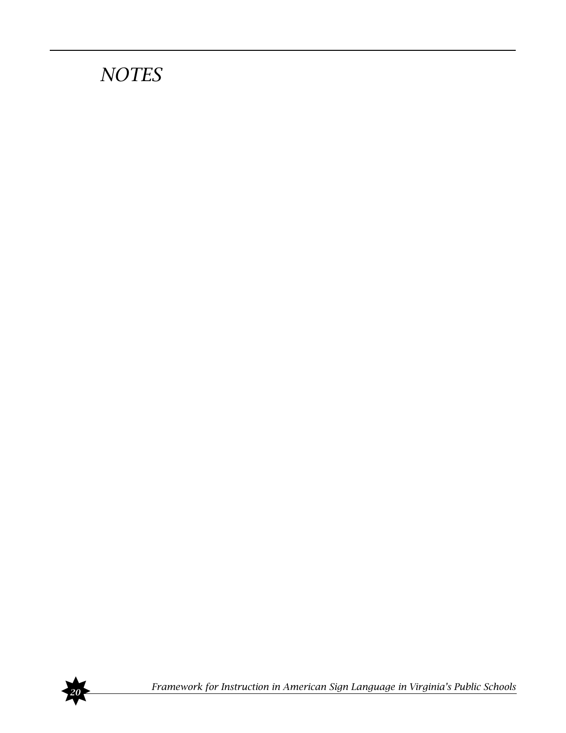# *NOTES*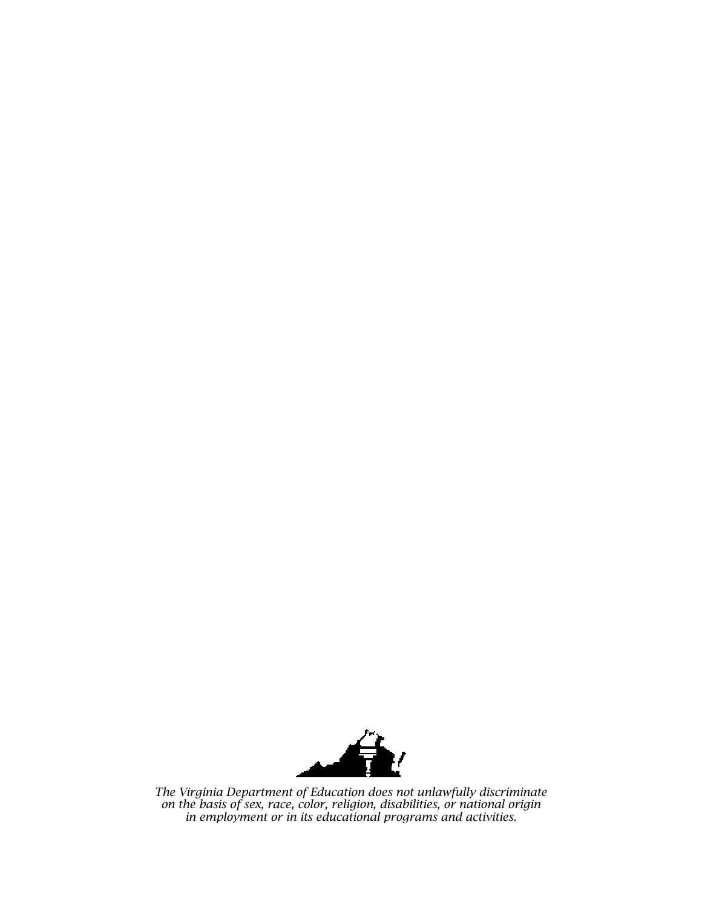*The Virginia Department of Education does not unlawfully discriminate on the basis of sex, race, color, religion, disabilities, or national origin in employment or in its educational programs and activities.*